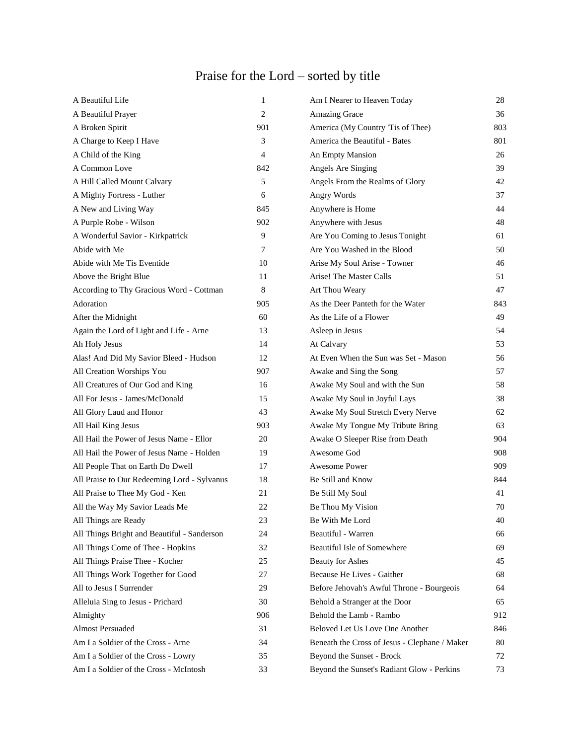# Praise for the Lord – sorted by title

| Title | Number |
|---|---|
| A Beautiful Life | 1 |
| A Beautiful Prayer | 2 |
| A Broken Spirit | 901 |
| A Charge to Keep I Have | 3 |
| A Child of the King | 4 |
| A Common Love | 842 |
| A Hill Called Mount Calvary | 5 |
| A Mighty Fortress - Luther | 6 |
| A New and Living Way | 845 |
| A Purple Robe - Wilson | 902 |
| A Wonderful Savior - Kirkpatrick | 9 |
| Abide with Me | 7 |
| Abide with Me Tis Eventide | 10 |
| Above the Bright Blue | 11 |
| According to Thy Gracious Word - Cottman | 8 |
| Adoration | 905 |
| After the Midnight | 60 |
| Again the Lord of Light and Life - Arne | 13 |
| Ah Holy Jesus | 14 |
| Alas! And Did My Savior Bleed - Hudson | 12 |
| All Creation Worships You | 907 |
| All Creatures of Our God and King | 16 |
| All For Jesus - James/McDonald | 15 |
| All Glory Laud and Honor | 43 |
| All Hail King Jesus | 903 |
| All Hail the Power of Jesus Name - Ellor | 20 |
| All Hail the Power of Jesus Name - Holden | 19 |
| All People That on Earth Do Dwell | 17 |
| All Praise to Our Redeeming Lord - Sylvanus | 18 |
| All Praise to Thee My God - Ken | 21 |
| All the Way My Savior Leads Me | 22 |
| All Things are Ready | 23 |
| All Things Bright and Beautiful - Sanderson | 24 |
| All Things Come of Thee - Hopkins | 32 |
| All Things Praise Thee - Kocher | 25 |
| All Things Work Together for Good | 27 |
| All to Jesus I Surrender | 29 |
| Alleluia Sing to Jesus - Prichard | 30 |
| Almighty | 906 |
| Almost Persuaded | 31 |
| Am I a Soldier of the Cross - Arne | 34 |
| Am I a Soldier of the Cross - Lowry | 35 |
| Am I a Soldier of the Cross - McIntosh | 33 |
| Am I Nearer to Heaven Today | 28 |
| Amazing Grace | 36 |
| America (My Country 'Tis of Thee) | 803 |
| America the Beautiful - Bates | 801 |
| An Empty Mansion | 26 |
| Angels Are Singing | 39 |
| Angels From the Realms of Glory | 42 |
| Angry Words | 37 |
| Anywhere is Home | 44 |
| Anywhere with Jesus | 48 |
| Are You Coming to Jesus Tonight | 61 |
| Are You Washed in the Blood | 50 |
| Arise My Soul Arise - Towner | 46 |
| Arise! The Master Calls | 51 |
| Art Thou Weary | 47 |
| As the Deer Panteth for the Water | 843 |
| As the Life of a Flower | 49 |
| Asleep in Jesus | 54 |
| At Calvary | 53 |
| At Even When the Sun was Set - Mason | 56 |
| Awake and Sing the Song | 57 |
| Awake My Soul and with the Sun | 58 |
| Awake My Soul in Joyful Lays | 38 |
| Awake My Soul Stretch Every Nerve | 62 |
| Awake My Tongue My Tribute Bring | 63 |
| Awake O Sleeper Rise from Death | 904 |
| Awesome God | 908 |
| Awesome Power | 909 |
| Be Still and Know | 844 |
| Be Still My Soul | 41 |
| Be Thou My Vision | 70 |
| Be With Me Lord | 40 |
| Beautiful - Warren | 66 |
| Beautiful Isle of Somewhere | 69 |
| Beauty for Ashes | 45 |
| Because He Lives - Gaither | 68 |
| Before Jehovah's Awful Throne - Bourgeois | 64 |
| Behold a Stranger at the Door | 65 |
| Behold the Lamb - Rambo | 912 |
| Beloved Let Us Love One Another | 846 |
| Beneath the Cross of Jesus - Clephane / Maker | 80 |
| Beyond the Sunset - Brock | 72 |
| Beyond the Sunset's Radiant Glow - Perkins | 73 |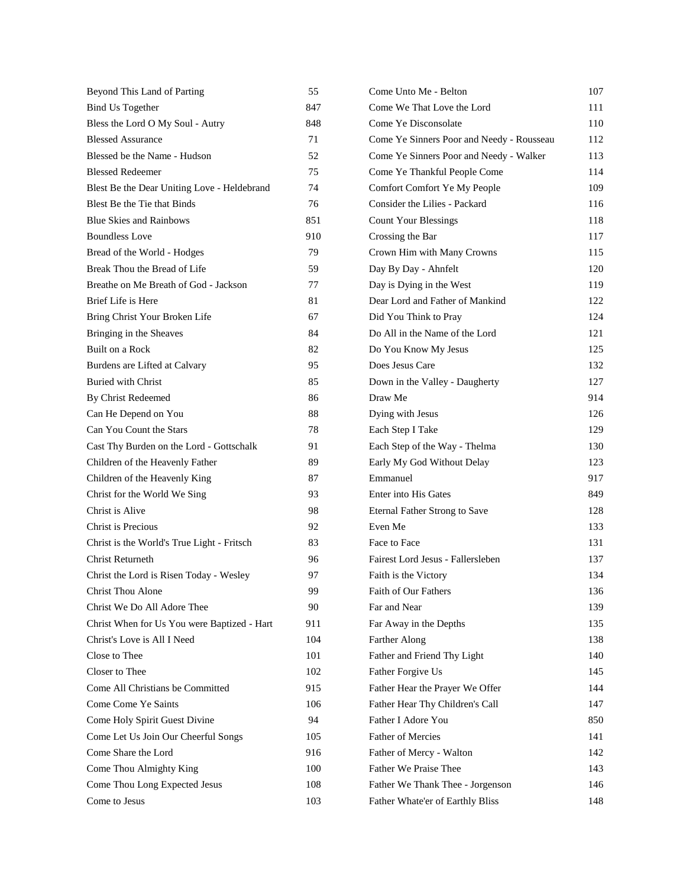| | |
|---|---|
| Beyond This Land of Parting | 55 |
| Bind Us Together | 847 |
| Bless the Lord O My Soul - Autry | 848 |
| Blessed Assurance | 71 |
| Blessed be the Name - Hudson | 52 |
| Blessed Redeemer | 75 |
| Blest Be the Dear Uniting Love - Heldebrand | 74 |
| Blest Be the Tie that Binds | 76 |
| Blue Skies and Rainbows | 851 |
| Boundless Love | 910 |
| Bread of the World - Hodges | 79 |
| Break Thou the Bread of Life | 59 |
| Breathe on Me Breath of God - Jackson | 77 |
| Brief Life is Here | 81 |
| Bring Christ Your Broken Life | 67 |
| Bringing in the Sheaves | 84 |
| Built on a Rock | 82 |
| Burdens are Lifted at Calvary | 95 |
| Buried with Christ | 85 |
| By Christ Redeemed | 86 |
| Can He Depend on You | 88 |
| Can You Count the Stars | 78 |
| Cast Thy Burden on the Lord - Gottschalk | 91 |
| Children of the Heavenly Father | 89 |
| Children of the Heavenly King | 87 |
| Christ for the World We Sing | 93 |
| Christ is Alive | 98 |
| Christ is Precious | 92 |
| Christ is the World's True Light - Fritsch | 83 |
| Christ Returneth | 96 |
| Christ the Lord is Risen Today - Wesley | 97 |
| Christ Thou Alone | 99 |
| Christ We Do All Adore Thee | 90 |
| Christ When for Us You were Baptized - Hart | 911 |
| Christ's Love is All I Need | 104 |
| Close to Thee | 101 |
| Closer to Thee | 102 |
| Come All Christians be Committed | 915 |
| Come Come Ye Saints | 106 |
| Come Holy Spirit Guest Divine | 94 |
| Come Let Us Join Our Cheerful Songs | 105 |
| Come Share the Lord | 916 |
| Come Thou Almighty King | 100 |
| Come Thou Long Expected Jesus | 108 |
| Come to Jesus | 103 |
| Come Unto Me - Belton | 107 |
| Come We That Love the Lord | 111 |
| Come Ye Disconsolate | 110 |
| Come Ye Sinners Poor and Needy - Rousseau | 112 |
| Come Ye Sinners Poor and Needy - Walker | 113 |
| Come Ye Thankful People Come | 114 |
| Comfort Comfort Ye My People | 109 |
| Consider the Lilies - Packard | 116 |
| Count Your Blessings | 118 |
| Crossing the Bar | 117 |
| Crown Him with Many Crowns | 115 |
| Day By Day - Ahnfelt | 120 |
| Day is Dying in the West | 119 |
| Dear Lord and Father of Mankind | 122 |
| Did You Think to Pray | 124 |
| Do All in the Name of the Lord | 121 |
| Do You Know My Jesus | 125 |
| Does Jesus Care | 132 |
| Down in the Valley - Daugherty | 127 |
| Draw Me | 914 |
| Dying with Jesus | 126 |
| Each Step I Take | 129 |
| Each Step of the Way - Thelma | 130 |
| Early My God Without Delay | 123 |
| Emmanuel | 917 |
| Enter into His Gates | 849 |
| Eternal Father Strong to Save | 128 |
| Even Me | 133 |
| Face to Face | 131 |
| Fairest Lord Jesus - Fallersleben | 137 |
| Faith is the Victory | 134 |
| Faith of Our Fathers | 136 |
| Far and Near | 139 |
| Far Away in the Depths | 135 |
| Farther Along | 138 |
| Father and Friend Thy Light | 140 |
| Father Forgive Us | 145 |
| Father Hear the Prayer We Offer | 144 |
| Father Hear Thy Children's Call | 147 |
| Father I Adore You | 850 |
| Father of Mercies | 141 |
| Father of Mercy - Walton | 142 |
| Father We Praise Thee | 143 |
| Father We Thank Thee - Jorgenson | 146 |
| Father Whate'er of Earthly Bliss | 148 |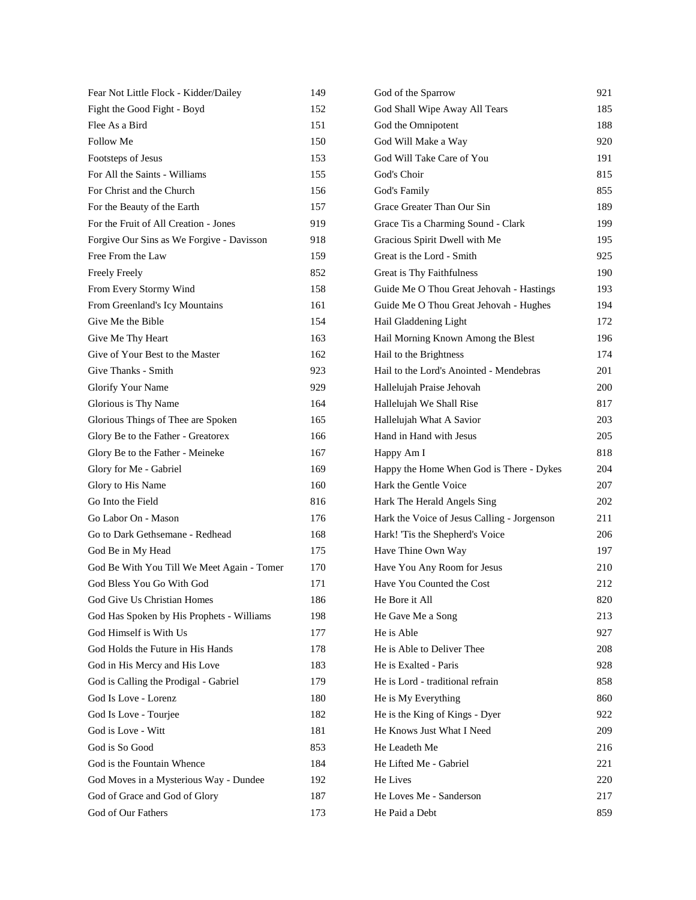| Title | No. |
|---|---|
| Fear Not Little Flock - Kidder/Dailey | 149 |
| Fight the Good Fight - Boyd | 152 |
| Flee As a Bird | 151 |
| Follow Me | 150 |
| Footsteps of Jesus | 153 |
| For All the Saints - Williams | 155 |
| For Christ and the Church | 156 |
| For the Beauty of the Earth | 157 |
| For the Fruit of All Creation - Jones | 919 |
| Forgive Our Sins as We Forgive - Davisson | 918 |
| Free From the Law | 159 |
| Freely Freely | 852 |
| From Every Stormy Wind | 158 |
| From Greenland's Icy Mountains | 161 |
| Give Me the Bible | 154 |
| Give Me Thy Heart | 163 |
| Give of Your Best to the Master | 162 |
| Give Thanks - Smith | 923 |
| Glorify Your Name | 929 |
| Glorious is Thy Name | 164 |
| Glorious Things of Thee are Spoken | 165 |
| Glory Be to the Father - Greatorex | 166 |
| Glory Be to the Father - Meineke | 167 |
| Glory for Me - Gabriel | 169 |
| Glory to His Name | 160 |
| Go Into the Field | 816 |
| Go Labor On - Mason | 176 |
| Go to Dark Gethsemane - Redhead | 168 |
| God Be in My Head | 175 |
| God Be With You Till We Meet Again - Tomer | 170 |
| God Bless You Go With God | 171 |
| God Give Us Christian Homes | 186 |
| God Has Spoken by His Prophets - Williams | 198 |
| God Himself is With Us | 177 |
| God Holds the Future in His Hands | 178 |
| God in His Mercy and His Love | 183 |
| God is Calling the Prodigal - Gabriel | 179 |
| God Is Love - Lorenz | 180 |
| God Is Love - Tourjee | 182 |
| God is Love - Witt | 181 |
| God is So Good | 853 |
| God is the Fountain Whence | 184 |
| God Moves in a Mysterious Way - Dundee | 192 |
| God of Grace and God of Glory | 187 |
| God of Our Fathers | 173 |
| God of the Sparrow | 921 |
| God Shall Wipe Away All Tears | 185 |
| God the Omnipotent | 188 |
| God Will Make a Way | 920 |
| God Will Take Care of You | 191 |
| God's Choir | 815 |
| God's Family | 855 |
| Grace Greater Than Our Sin | 189 |
| Grace Tis a Charming Sound - Clark | 199 |
| Gracious Spirit Dwell with Me | 195 |
| Great is the Lord - Smith | 925 |
| Great is Thy Faithfulness | 190 |
| Guide Me O Thou Great Jehovah - Hastings | 193 |
| Guide Me O Thou Great Jehovah - Hughes | 194 |
| Hail Gladdening Light | 172 |
| Hail Morning Known Among the Blest | 196 |
| Hail to the Brightness | 174 |
| Hail to the Lord's Anointed - Mendebras | 201 |
| Hallelujah Praise Jehovah | 200 |
| Hallelujah We Shall Rise | 817 |
| Hallelujah What A Savior | 203 |
| Hand in Hand with Jesus | 205 |
| Happy Am I | 818 |
| Happy the Home When God is There - Dykes | 204 |
| Hark the Gentle Voice | 207 |
| Hark The Herald Angels Sing | 202 |
| Hark the Voice of Jesus Calling - Jorgenson | 211 |
| Hark! 'Tis the Shepherd's Voice | 206 |
| Have Thine Own Way | 197 |
| Have You Any Room for Jesus | 210 |
| Have You Counted the Cost | 212 |
| He Bore it All | 820 |
| He Gave Me a Song | 213 |
| He is Able | 927 |
| He is Able to Deliver Thee | 208 |
| He is Exalted - Paris | 928 |
| He is Lord - traditional refrain | 858 |
| He is My Everything | 860 |
| He is the King of Kings - Dyer | 922 |
| He Knows Just What I Need | 209 |
| He Leadeth Me | 216 |
| He Lifted Me - Gabriel | 221 |
| He Lives | 220 |
| He Loves Me - Sanderson | 217 |
| He Paid a Debt | 859 |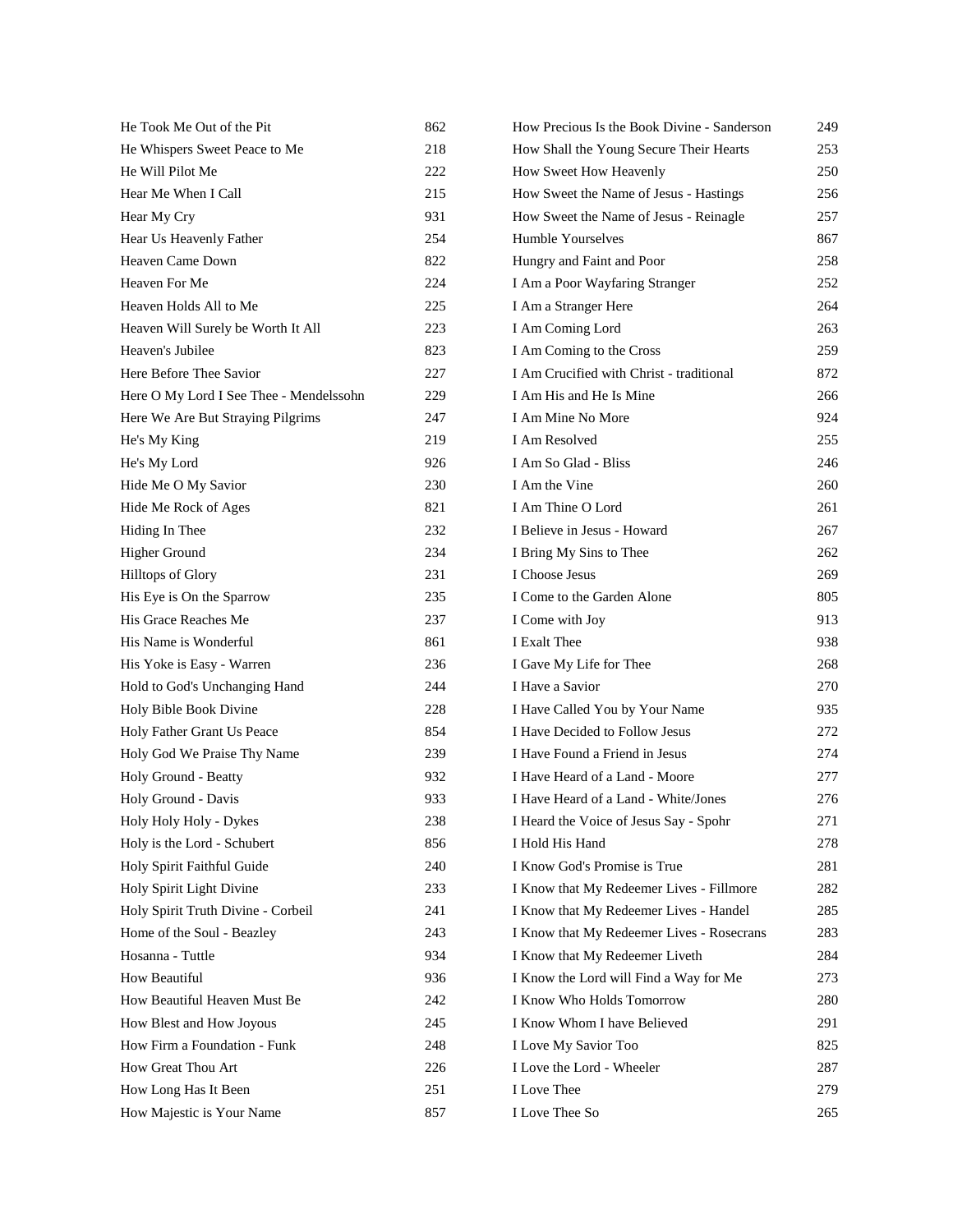| | |
|---|---|
| He Took Me Out of the Pit | 862 |
| He Whispers Sweet Peace to Me | 218 |
| He Will Pilot Me | 222 |
| Hear Me When I Call | 215 |
| Hear My Cry | 931 |
| Hear Us Heavenly Father | 254 |
| Heaven Came Down | 822 |
| Heaven For Me | 224 |
| Heaven Holds All to Me | 225 |
| Heaven Will Surely be Worth It All | 223 |
| Heaven's Jubilee | 823 |
| Here Before Thee Savior | 227 |
| Here O My Lord I See Thee - Mendelssohn | 229 |
| Here We Are But Straying Pilgrims | 247 |
| He's My King | 219 |
| He's My Lord | 926 |
| Hide Me O My Savior | 230 |
| Hide Me Rock of Ages | 821 |
| Hiding In Thee | 232 |
| Higher Ground | 234 |
| Hilltops of Glory | 231 |
| His Eye is On the Sparrow | 235 |
| His Grace Reaches Me | 237 |
| His Name is Wonderful | 861 |
| His Yoke is Easy - Warren | 236 |
| Hold to God's Unchanging Hand | 244 |
| Holy Bible Book Divine | 228 |
| Holy Father Grant Us Peace | 854 |
| Holy God We Praise Thy Name | 239 |
| Holy Ground - Beatty | 932 |
| Holy Ground - Davis | 933 |
| Holy Holy Holy - Dykes | 238 |
| Holy is the Lord - Schubert | 856 |
| Holy Spirit Faithful Guide | 240 |
| Holy Spirit Light Divine | 233 |
| Holy Spirit Truth Divine - Corbeil | 241 |
| Home of the Soul - Beazley | 243 |
| Hosanna - Tuttle | 934 |
| How Beautiful | 936 |
| How Beautiful Heaven Must Be | 242 |
| How Blest and How Joyous | 245 |
| How Firm a Foundation - Funk | 248 |
| How Great Thou Art | 226 |
| How Long Has It Been | 251 |
| How Majestic is Your Name | 857 |
| How Precious Is the Book Divine - Sanderson | 249 |
| How Shall the Young Secure Their Hearts | 253 |
| How Sweet How Heavenly | 250 |
| How Sweet the Name of Jesus - Hastings | 256 |
| How Sweet the Name of Jesus - Reinagle | 257 |
| Humble Yourselves | 867 |
| Hungry and Faint and Poor | 258 |
| I Am a Poor Wayfaring Stranger | 252 |
| I Am a Stranger Here | 264 |
| I Am Coming Lord | 263 |
| I Am Coming to the Cross | 259 |
| I Am Crucified with Christ - traditional | 872 |
| I Am His and He Is Mine | 266 |
| I Am Mine No More | 924 |
| I Am Resolved | 255 |
| I Am So Glad - Bliss | 246 |
| I Am the Vine | 260 |
| I Am Thine O Lord | 261 |
| I Believe in Jesus - Howard | 267 |
| I Bring My Sins to Thee | 262 |
| I Choose Jesus | 269 |
| I Come to the Garden Alone | 805 |
| I Come with Joy | 913 |
| I Exalt Thee | 938 |
| I Gave My Life for Thee | 268 |
| I Have a Savior | 270 |
| I Have Called You by Your Name | 935 |
| I Have Decided to Follow Jesus | 272 |
| I Have Found a Friend in Jesus | 274 |
| I Have Heard of a Land - Moore | 277 |
| I Have Heard of a Land - White/Jones | 276 |
| I Heard the Voice of Jesus Say - Spohr | 271 |
| I Hold His Hand | 278 |
| I Know God's Promise is True | 281 |
| I Know that My Redeemer Lives - Fillmore | 282 |
| I Know that My Redeemer Lives - Handel | 285 |
| I Know that My Redeemer Lives - Rosecrans | 283 |
| I Know that My Redeemer Liveth | 284 |
| I Know the Lord will Find a Way for Me | 273 |
| I Know Who Holds Tomorrow | 280 |
| I Know Whom I have Believed | 291 |
| I Love My Savior Too | 825 |
| I Love the Lord - Wheeler | 287 |
| I Love Thee | 279 |
| I Love Thee So | 265 |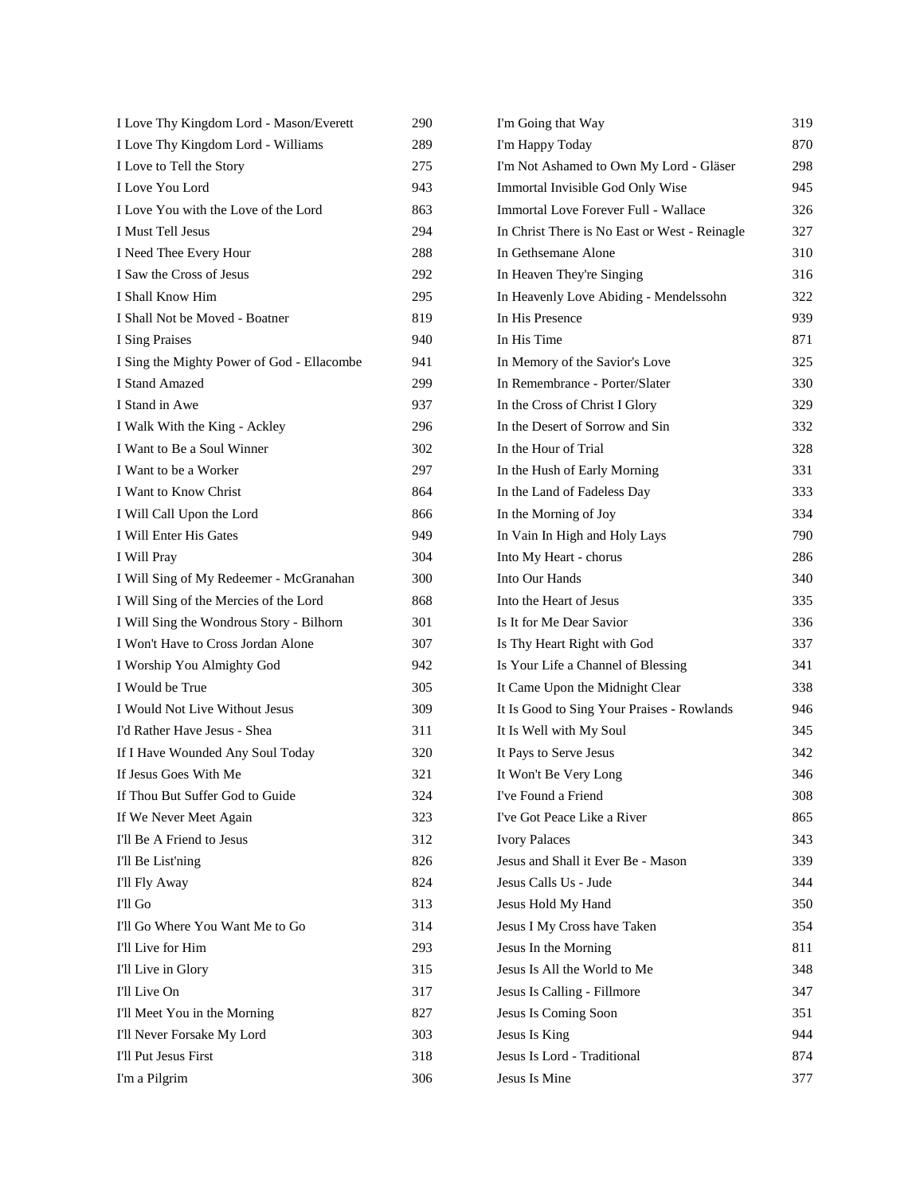| | |
|---|---|
| I Love Thy Kingdom Lord - Mason/Everett | 290 |
| I Love Thy Kingdom Lord - Williams | 289 |
| I Love to Tell the Story | 275 |
| I Love You Lord | 943 |
| I Love You with the Love of the Lord | 863 |
| I Must Tell Jesus | 294 |
| I Need Thee Every Hour | 288 |
| I Saw the Cross of Jesus | 292 |
| I Shall Know Him | 295 |
| I Shall Not be Moved - Boatner | 819 |
| I Sing Praises | 940 |
| I Sing the Mighty Power of God - Ellacombe | 941 |
| I Stand Amazed | 299 |
| I Stand in Awe | 937 |
| I Walk With the King - Ackley | 296 |
| I Want to Be a Soul Winner | 302 |
| I Want to be a Worker | 297 |
| I Want to Know Christ | 864 |
| I Will Call Upon the Lord | 866 |
| I Will Enter His Gates | 949 |
| I Will Pray | 304 |
| I Will Sing of My Redeemer - McGranahan | 300 |
| I Will Sing of the Mercies of the Lord | 868 |
| I Will Sing the Wondrous Story - Bilhorn | 301 |
| I Won't Have to Cross Jordan Alone | 307 |
| I Worship You Almighty God | 942 |
| I Would be True | 305 |
| I Would Not Live Without Jesus | 309 |
| I'd Rather Have Jesus - Shea | 311 |
| If I Have Wounded Any Soul Today | 320 |
| If Jesus Goes With Me | 321 |
| If Thou But Suffer God to Guide | 324 |
| If We Never Meet Again | 323 |
| I'll Be A Friend to Jesus | 312 |
| I'll Be List'ning | 826 |
| I'll Fly Away | 824 |
| I'll Go | 313 |
| I'll Go Where You Want Me to Go | 314 |
| I'll Live for Him | 293 |
| I'll Live in Glory | 315 |
| I'll Live On | 317 |
| I'll Meet You in the Morning | 827 |
| I'll Never Forsake My Lord | 303 |
| I'll Put Jesus First | 318 |
| I'm a Pilgrim | 306 |
| I'm Going that Way | 319 |
| I'm Happy Today | 870 |
| I'm Not Ashamed to Own My Lord - Gläser | 298 |
| Immortal Invisible God Only Wise | 945 |
| Immortal Love Forever Full - Wallace | 326 |
| In Christ There is No East or West - Reinagle | 327 |
| In Gethsemane Alone | 310 |
| In Heaven They're Singing | 316 |
| In Heavenly Love Abiding - Mendelssohn | 322 |
| In His Presence | 939 |
| In His Time | 871 |
| In Memory of the Savior's Love | 325 |
| In Remembrance - Porter/Slater | 330 |
| In the Cross of Christ I Glory | 329 |
| In the Desert of Sorrow and Sin | 332 |
| In the Hour of Trial | 328 |
| In the Hush of Early Morning | 331 |
| In the Land of Fadeless Day | 333 |
| In the Morning of Joy | 334 |
| In Vain In High and Holy Lays | 790 |
| Into My Heart - chorus | 286 |
| Into Our Hands | 340 |
| Into the Heart of Jesus | 335 |
| Is It for Me Dear Savior | 336 |
| Is Thy Heart Right with God | 337 |
| Is Your Life a Channel of Blessing | 341 |
| It Came Upon the Midnight Clear | 338 |
| It Is Good to Sing Your Praises - Rowlands | 946 |
| It Is Well with My Soul | 345 |
| It Pays to Serve Jesus | 342 |
| It Won't Be Very Long | 346 |
| I've Found a Friend | 308 |
| I've Got Peace Like a River | 865 |
| Ivory Palaces | 343 |
| Jesus and Shall it Ever Be - Mason | 339 |
| Jesus Calls Us - Jude | 344 |
| Jesus Hold My Hand | 350 |
| Jesus I My Cross have Taken | 354 |
| Jesus In the Morning | 811 |
| Jesus Is All the World to Me | 348 |
| Jesus Is Calling - Fillmore | 347 |
| Jesus Is Coming Soon | 351 |
| Jesus Is King | 944 |
| Jesus Is Lord - Traditional | 874 |
| Jesus Is Mine | 377 |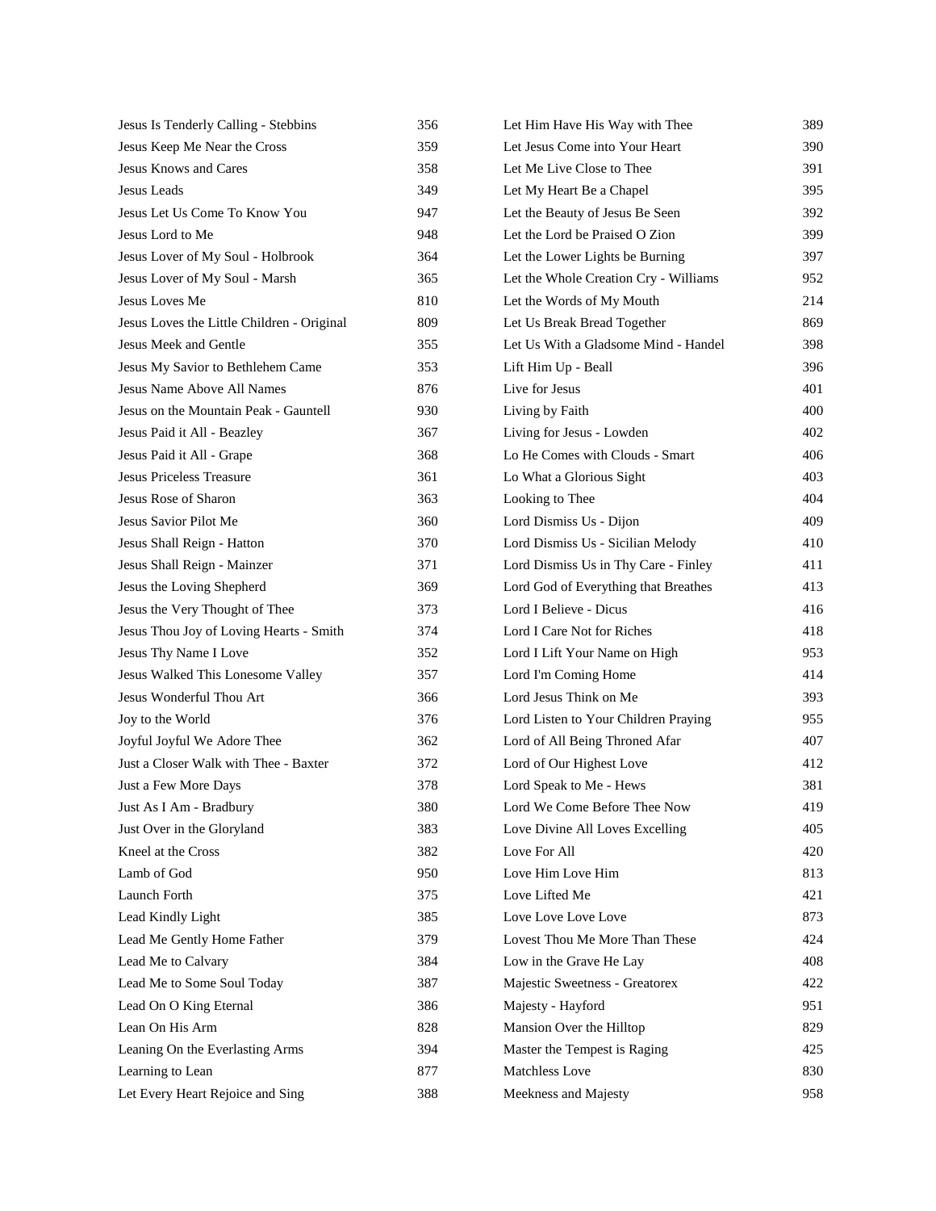| Title | Number |
| --- | --- |
| Jesus Is Tenderly Calling - Stebbins | 356 |
| Jesus Keep Me Near the Cross | 359 |
| Jesus Knows and Cares | 358 |
| Jesus Leads | 349 |
| Jesus Let Us Come To Know You | 947 |
| Jesus Lord to Me | 948 |
| Jesus Lover of My Soul - Holbrook | 364 |
| Jesus Lover of My Soul - Marsh | 365 |
| Jesus Loves Me | 810 |
| Jesus Loves the Little Children - Original | 809 |
| Jesus Meek and Gentle | 355 |
| Jesus My Savior to Bethlehem Came | 353 |
| Jesus Name Above All Names | 876 |
| Jesus on the Mountain Peak - Gauntell | 930 |
| Jesus Paid it All - Beazley | 367 |
| Jesus Paid it All - Grape | 368 |
| Jesus Priceless Treasure | 361 |
| Jesus Rose of Sharon | 363 |
| Jesus Savior Pilot Me | 360 |
| Jesus Shall Reign - Hatton | 370 |
| Jesus Shall Reign - Mainzer | 371 |
| Jesus the Loving Shepherd | 369 |
| Jesus the Very Thought of Thee | 373 |
| Jesus Thou Joy of Loving Hearts - Smith | 374 |
| Jesus Thy Name I Love | 352 |
| Jesus Walked This Lonesome Valley | 357 |
| Jesus Wonderful Thou Art | 366 |
| Joy to the World | 376 |
| Joyful Joyful We Adore Thee | 362 |
| Just a Closer Walk with Thee - Baxter | 372 |
| Just a Few More Days | 378 |
| Just As I Am - Bradbury | 380 |
| Just Over in the Gloryland | 383 |
| Kneel at the Cross | 382 |
| Lamb of God | 950 |
| Launch Forth | 375 |
| Lead Kindly Light | 385 |
| Lead Me Gently Home Father | 379 |
| Lead Me to Calvary | 384 |
| Lead Me to Some Soul Today | 387 |
| Lead On O King Eternal | 386 |
| Lean On His Arm | 828 |
| Leaning On the Everlasting Arms | 394 |
| Learning to Lean | 877 |
| Let Every Heart Rejoice and Sing | 388 |
| Let Him Have His Way with Thee | 389 |
| Let Jesus Come into Your Heart | 390 |
| Let Me Live Close to Thee | 391 |
| Let My Heart Be a Chapel | 395 |
| Let the Beauty of Jesus Be Seen | 392 |
| Let the Lord be Praised O Zion | 399 |
| Let the Lower Lights be Burning | 397 |
| Let the Whole Creation Cry - Williams | 952 |
| Let the Words of My Mouth | 214 |
| Let Us Break Bread Together | 869 |
| Let Us With a Gladsome Mind - Handel | 398 |
| Lift Him Up - Beall | 396 |
| Live for Jesus | 401 |
| Living by Faith | 400 |
| Living for Jesus - Lowden | 402 |
| Lo He Comes with Clouds - Smart | 406 |
| Lo What a Glorious Sight | 403 |
| Looking to Thee | 404 |
| Lord Dismiss Us - Dijon | 409 |
| Lord Dismiss Us - Sicilian Melody | 410 |
| Lord Dismiss Us in Thy Care - Finley | 411 |
| Lord God of Everything that Breathes | 413 |
| Lord I Believe - Dicus | 416 |
| Lord I Care Not for Riches | 418 |
| Lord I Lift Your Name on High | 953 |
| Lord I'm Coming Home | 414 |
| Lord Jesus Think on Me | 393 |
| Lord Listen to Your Children Praying | 955 |
| Lord of All Being Throned Afar | 407 |
| Lord of Our Highest Love | 412 |
| Lord Speak to Me - Hews | 381 |
| Lord We Come Before Thee Now | 419 |
| Love Divine All Loves Excelling | 405 |
| Love For All | 420 |
| Love Him Love Him | 813 |
| Love Lifted Me | 421 |
| Love Love Love Love | 873 |
| Lovest Thou Me More Than These | 424 |
| Low in the Grave He Lay | 408 |
| Majestic Sweetness - Greatorex | 422 |
| Majesty - Hayford | 951 |
| Mansion Over the Hilltop | 829 |
| Master the Tempest is Raging | 425 |
| Matchless Love | 830 |
| Meekness and Majesty | 958 |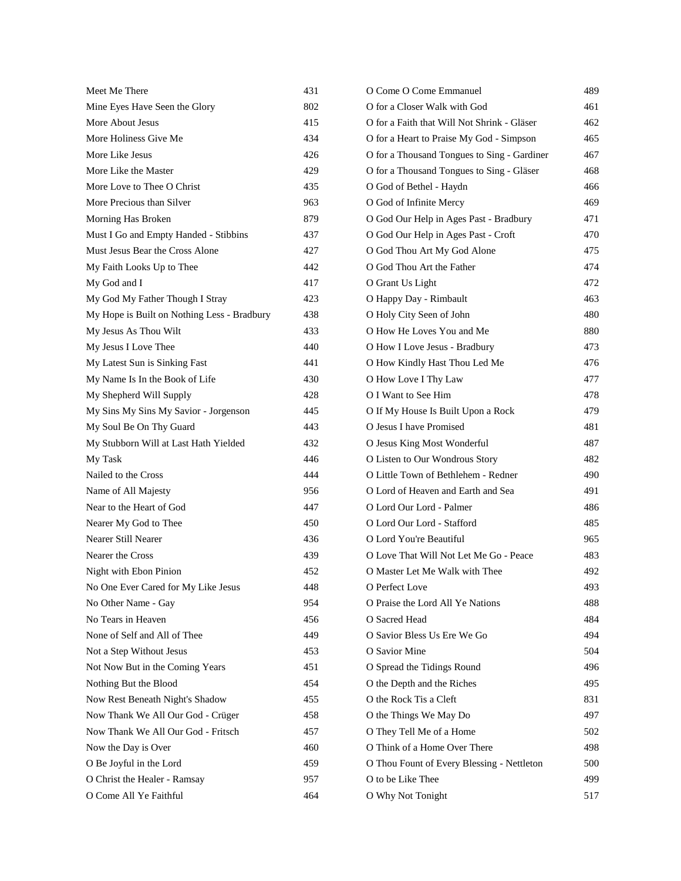| | |
|---|---|
| Meet Me There | 431 |
| Mine Eyes Have Seen the Glory | 802 |
| More About Jesus | 415 |
| More Holiness Give Me | 434 |
| More Like Jesus | 426 |
| More Like the Master | 429 |
| More Love to Thee O Christ | 435 |
| More Precious than Silver | 963 |
| Morning Has Broken | 879 |
| Must I Go and Empty Handed - Stibbins | 437 |
| Must Jesus Bear the Cross Alone | 427 |
| My Faith Looks Up to Thee | 442 |
| My God and I | 417 |
| My God My Father Though I Stray | 423 |
| My Hope is Built on Nothing Less - Bradbury | 438 |
| My Jesus As Thou Wilt | 433 |
| My Jesus I Love Thee | 440 |
| My Latest Sun is Sinking Fast | 441 |
| My Name Is In the Book of Life | 430 |
| My Shepherd Will Supply | 428 |
| My Sins My Sins My Savior - Jorgenson | 445 |
| My Soul Be On Thy Guard | 443 |
| My Stubborn Will at Last Hath Yielded | 432 |
| My Task | 446 |
| Nailed to the Cross | 444 |
| Name of All Majesty | 956 |
| Near to the Heart of God | 447 |
| Nearer My God to Thee | 450 |
| Nearer Still Nearer | 436 |
| Nearer the Cross | 439 |
| Night with Ebon Pinion | 452 |
| No One Ever Cared for My Like Jesus | 448 |
| No Other Name - Gay | 954 |
| No Tears in Heaven | 456 |
| None of Self and All of Thee | 449 |
| Not a Step Without Jesus | 453 |
| Not Now But in the Coming Years | 451 |
| Nothing But the Blood | 454 |
| Now Rest Beneath Night's Shadow | 455 |
| Now Thank We All Our God - Crüger | 458 |
| Now Thank We All Our God - Fritsch | 457 |
| Now the Day is Over | 460 |
| O Be Joyful in the Lord | 459 |
| O Christ the Healer - Ramsay | 957 |
| O Come All Ye Faithful | 464 |
| O Come O Come Emmanuel | 489 |
| O for a Closer Walk with God | 461 |
| O for a Faith that Will Not Shrink - Gläser | 462 |
| O for a Heart to Praise My God - Simpson | 465 |
| O for a Thousand Tongues to Sing - Gardiner | 467 |
| O for a Thousand Tongues to Sing - Gläser | 468 |
| O God of Bethel - Haydn | 466 |
| O God of Infinite Mercy | 469 |
| O God Our Help in Ages Past - Bradbury | 471 |
| O God Our Help in Ages Past - Croft | 470 |
| O God Thou Art My God Alone | 475 |
| O God Thou Art the Father | 474 |
| O Grant Us Light | 472 |
| O Happy Day - Rimbault | 463 |
| O Holy City Seen of John | 480 |
| O How He Loves You and Me | 880 |
| O How I Love Jesus - Bradbury | 473 |
| O How Kindly Hast Thou Led Me | 476 |
| O How Love I Thy Law | 477 |
| O I Want to See Him | 478 |
| O If My House Is Built Upon a Rock | 479 |
| O Jesus I have Promised | 481 |
| O Jesus King Most Wonderful | 487 |
| O Listen to Our Wondrous Story | 482 |
| O Little Town of Bethlehem - Redner | 490 |
| O Lord of Heaven and Earth and Sea | 491 |
| O Lord Our Lord - Palmer | 486 |
| O Lord Our Lord - Stafford | 485 |
| O Lord You're Beautiful | 965 |
| O Love That Will Not Let Me Go - Peace | 483 |
| O Master Let Me Walk with Thee | 492 |
| O Perfect Love | 493 |
| O Praise the Lord All Ye Nations | 488 |
| O Sacred Head | 484 |
| O Savior Bless Us Ere We Go | 494 |
| O Savior Mine | 504 |
| O Spread the Tidings Round | 496 |
| O the Depth and the Riches | 495 |
| O the Rock Tis a Cleft | 831 |
| O the Things We May Do | 497 |
| O They Tell Me of a Home | 502 |
| O Think of a Home Over There | 498 |
| O Thou Fount of Every Blessing - Nettleton | 500 |
| O to be Like Thee | 499 |
| O Why Not Tonight | 517 |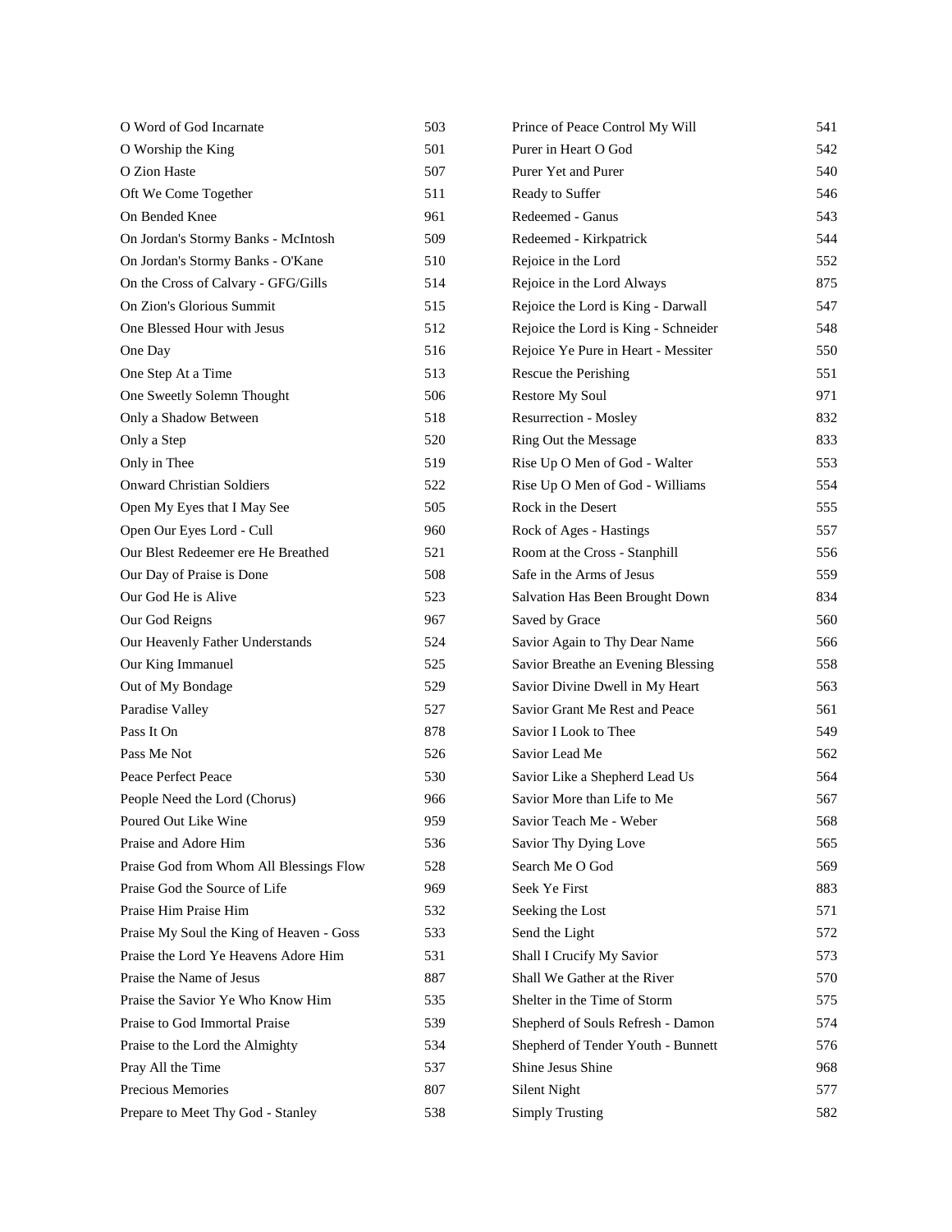| | |
|---|---|
| O Word of God Incarnate | 503 |
| O Worship the King | 501 |
| O Zion Haste | 507 |
| Oft We Come Together | 511 |
| On Bended Knee | 961 |
| On Jordan's Stormy Banks - McIntosh | 509 |
| On Jordan's Stormy Banks - O'Kane | 510 |
| On the Cross of Calvary - GFG/Gills | 514 |
| On Zion's Glorious Summit | 515 |
| One Blessed Hour with Jesus | 512 |
| One Day | 516 |
| One Step At a Time | 513 |
| One Sweetly Solemn Thought | 506 |
| Only a Shadow Between | 518 |
| Only a Step | 520 |
| Only in Thee | 519 |
| Onward Christian Soldiers | 522 |
| Open My Eyes that I May See | 505 |
| Open Our Eyes Lord - Cull | 960 |
| Our Blest Redeemer ere He Breathed | 521 |
| Our Day of Praise is Done | 508 |
| Our God He is Alive | 523 |
| Our God Reigns | 967 |
| Our Heavenly Father Understands | 524 |
| Our King Immanuel | 525 |
| Out of My Bondage | 529 |
| Paradise Valley | 527 |
| Pass It On | 878 |
| Pass Me Not | 526 |
| Peace Perfect Peace | 530 |
| People Need the Lord (Chorus) | 966 |
| Poured Out Like Wine | 959 |
| Praise and Adore Him | 536 |
| Praise God from Whom All Blessings Flow | 528 |
| Praise God the Source of Life | 969 |
| Praise Him Praise Him | 532 |
| Praise My Soul the King of Heaven - Goss | 533 |
| Praise the Lord Ye Heavens Adore Him | 531 |
| Praise the Name of Jesus | 887 |
| Praise the Savior Ye Who Know Him | 535 |
| Praise to God Immortal Praise | 539 |
| Praise to the Lord the Almighty | 534 |
| Pray All the Time | 537 |
| Precious Memories | 807 |
| Prepare to Meet Thy God - Stanley | 538 |
| Prince of Peace Control My Will | 541 |
| Purer in Heart O God | 542 |
| Purer Yet and Purer | 540 |
| Ready to Suffer | 546 |
| Redeemed - Ganus | 543 |
| Redeemed - Kirkpatrick | 544 |
| Rejoice in the Lord | 552 |
| Rejoice in the Lord Always | 875 |
| Rejoice the Lord is King - Darwall | 547 |
| Rejoice the Lord is King - Schneider | 548 |
| Rejoice Ye Pure in Heart - Messiter | 550 |
| Rescue the Perishing | 551 |
| Restore My Soul | 971 |
| Resurrection - Mosley | 832 |
| Ring Out the Message | 833 |
| Rise Up O Men of God - Walter | 553 |
| Rise Up O Men of God - Williams | 554 |
| Rock in the Desert | 555 |
| Rock of Ages - Hastings | 557 |
| Room at the Cross - Stanphill | 556 |
| Safe in the Arms of Jesus | 559 |
| Salvation Has Been Brought Down | 834 |
| Saved by Grace | 560 |
| Savior Again to Thy Dear Name | 566 |
| Savior Breathe an Evening Blessing | 558 |
| Savior Divine Dwell in My Heart | 563 |
| Savior Grant Me Rest and Peace | 561 |
| Savior I Look to Thee | 549 |
| Savior Lead Me | 562 |
| Savior Like a Shepherd Lead Us | 564 |
| Savior More than Life to Me | 567 |
| Savior Teach Me - Weber | 568 |
| Savior Thy Dying Love | 565 |
| Search Me O God | 569 |
| Seek Ye First | 883 |
| Seeking the Lost | 571 |
| Send the Light | 572 |
| Shall I Crucify My Savior | 573 |
| Shall We Gather at the River | 570 |
| Shelter in the Time of Storm | 575 |
| Shepherd of Souls Refresh - Damon | 574 |
| Shepherd of Tender Youth - Bunnett | 576 |
| Shine Jesus Shine | 968 |
| Silent Night | 577 |
| Simply Trusting | 582 |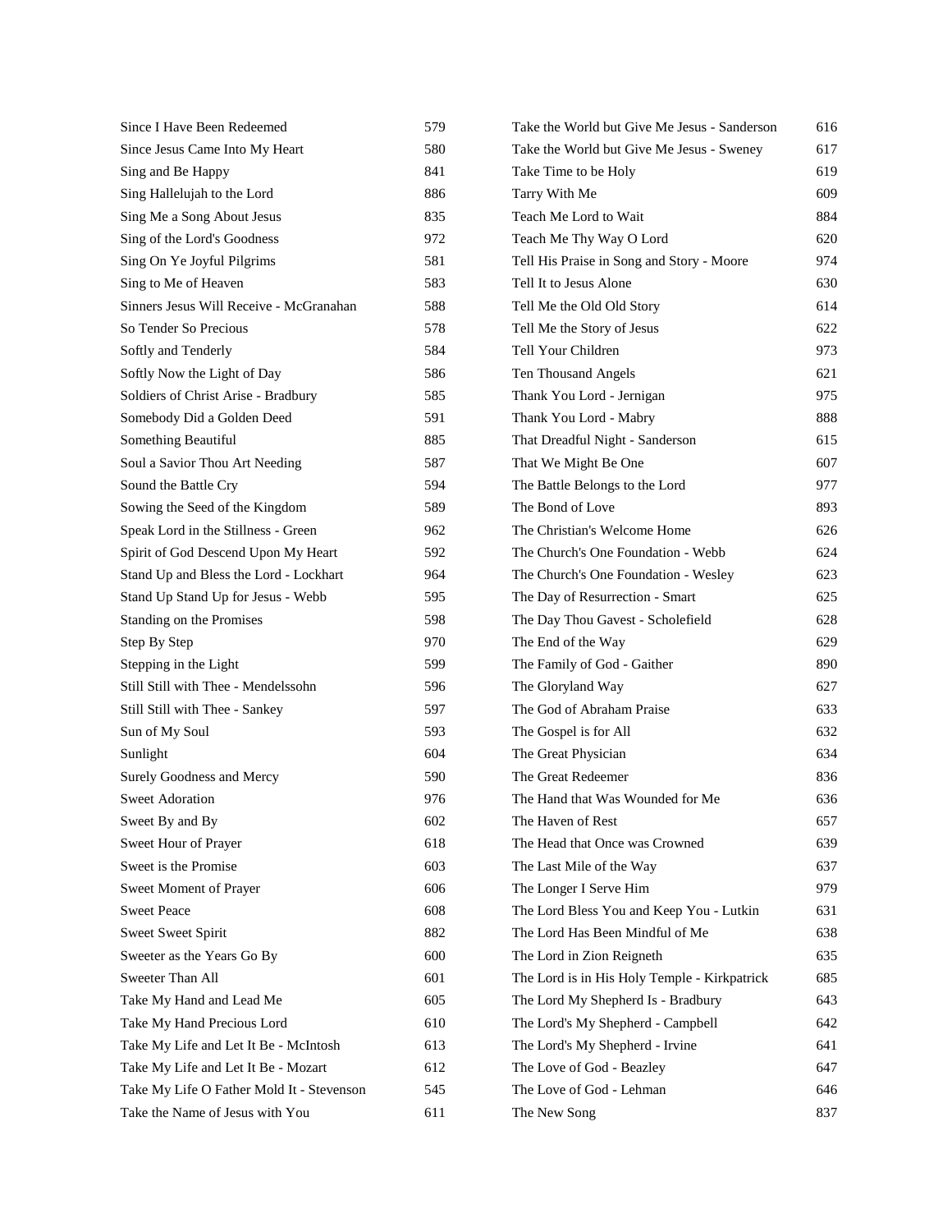| | |
|---|---|
| Since I Have Been Redeemed | 579 |
| Since Jesus Came Into My Heart | 580 |
| Sing and Be Happy | 841 |
| Sing Hallelujah to the Lord | 886 |
| Sing Me a Song About Jesus | 835 |
| Sing of the Lord's Goodness | 972 |
| Sing On Ye Joyful Pilgrims | 581 |
| Sing to Me of Heaven | 583 |
| Sinners Jesus Will Receive - McGranahan | 588 |
| So Tender So Precious | 578 |
| Softly and Tenderly | 584 |
| Softly Now the Light of Day | 586 |
| Soldiers of Christ Arise - Bradbury | 585 |
| Somebody Did a Golden Deed | 591 |
| Something Beautiful | 885 |
| Soul a Savior Thou Art Needing | 587 |
| Sound the Battle Cry | 594 |
| Sowing the Seed of the Kingdom | 589 |
| Speak Lord in the Stillness - Green | 962 |
| Spirit of God Descend Upon My Heart | 592 |
| Stand Up and Bless the Lord - Lockhart | 964 |
| Stand Up Stand Up for Jesus - Webb | 595 |
| Standing on the Promises | 598 |
| Step By Step | 970 |
| Stepping in the Light | 599 |
| Still Still with Thee - Mendelssohn | 596 |
| Still Still with Thee - Sankey | 597 |
| Sun of My Soul | 593 |
| Sunlight | 604 |
| Surely Goodness and Mercy | 590 |
| Sweet Adoration | 976 |
| Sweet By and By | 602 |
| Sweet Hour of Prayer | 618 |
| Sweet is the Promise | 603 |
| Sweet Moment of Prayer | 606 |
| Sweet Peace | 608 |
| Sweet Sweet Spirit | 882 |
| Sweeter as the Years Go By | 600 |
| Sweeter Than All | 601 |
| Take My Hand and Lead Me | 605 |
| Take My Hand Precious Lord | 610 |
| Take My Life and Let It Be - McIntosh | 613 |
| Take My Life and Let It Be - Mozart | 612 |
| Take My Life O Father Mold It - Stevenson | 545 |
| Take the Name of Jesus with You | 611 |
| Take the World but Give Me Jesus - Sanderson | 616 |
| Take the World but Give Me Jesus - Sweney | 617 |
| Take Time to be Holy | 619 |
| Tarry With Me | 609 |
| Teach Me Lord to Wait | 884 |
| Teach Me Thy Way O Lord | 620 |
| Tell His Praise in Song and Story - Moore | 974 |
| Tell It to Jesus Alone | 630 |
| Tell Me the Old Old Story | 614 |
| Tell Me the Story of Jesus | 622 |
| Tell Your Children | 973 |
| Ten Thousand Angels | 621 |
| Thank You Lord - Jernigan | 975 |
| Thank You Lord - Mabry | 888 |
| That Dreadful Night - Sanderson | 615 |
| That We Might Be One | 607 |
| The Battle Belongs to the Lord | 977 |
| The Bond of Love | 893 |
| The Christian's Welcome Home | 626 |
| The Church's One Foundation - Webb | 624 |
| The Church's One Foundation - Wesley | 623 |
| The Day of Resurrection - Smart | 625 |
| The Day Thou Gavest - Scholefield | 628 |
| The End of the Way | 629 |
| The Family of God - Gaither | 890 |
| The Gloryland Way | 627 |
| The God of Abraham Praise | 633 |
| The Gospel is for All | 632 |
| The Great Physician | 634 |
| The Great Redeemer | 836 |
| The Hand that Was Wounded for Me | 636 |
| The Haven of Rest | 657 |
| The Head that Once was Crowned | 639 |
| The Last Mile of the Way | 637 |
| The Longer I Serve Him | 979 |
| The Lord Bless You and Keep You - Lutkin | 631 |
| The Lord Has Been Mindful of Me | 638 |
| The Lord in Zion Reigneth | 635 |
| The Lord is in His Holy Temple - Kirkpatrick | 685 |
| The Lord My Shepherd Is - Bradbury | 643 |
| The Lord's My Shepherd - Campbell | 642 |
| The Lord's My Shepherd - Irvine | 641 |
| The Love of God - Beazley | 647 |
| The Love of God - Lehman | 646 |
| The New Song | 837 |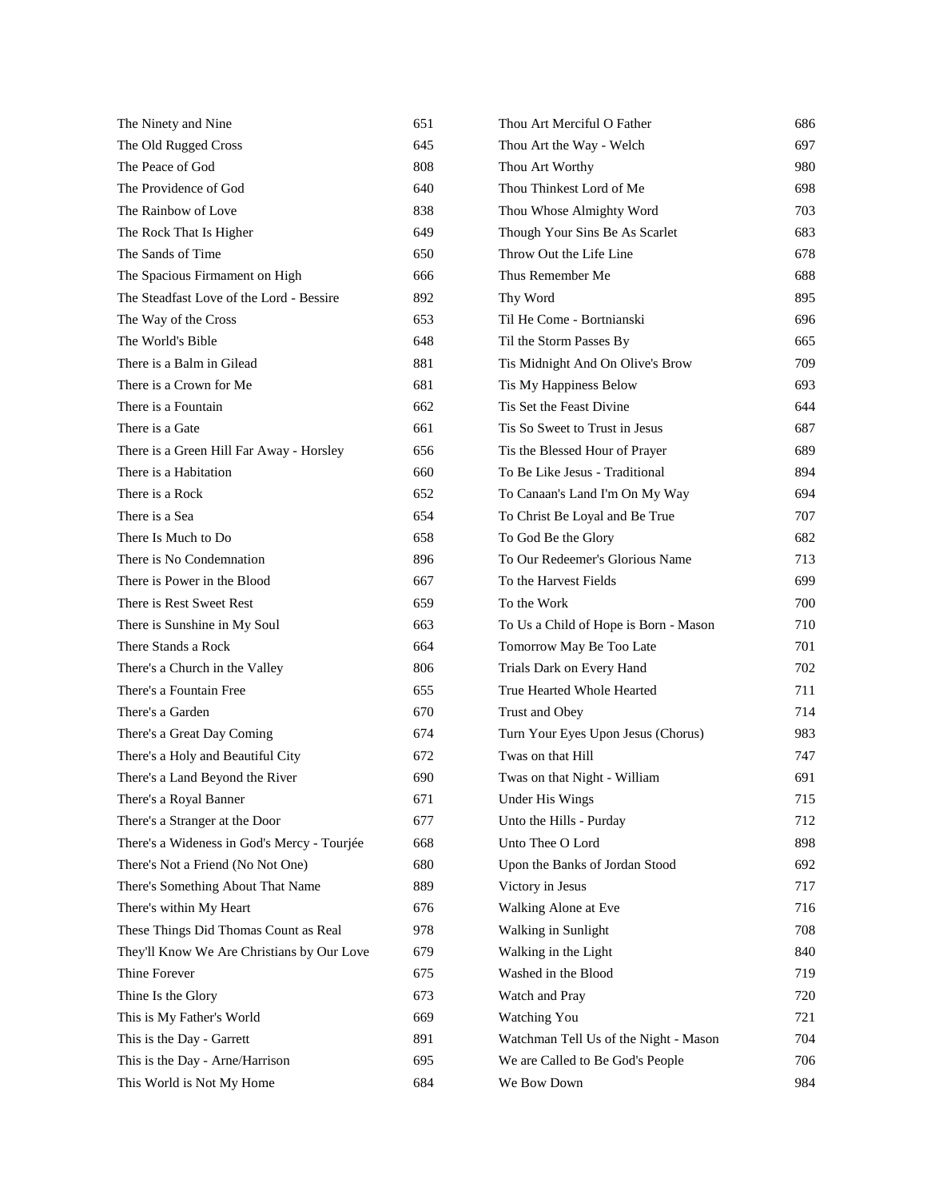| | | | |
|---|---|---|---|
| The Ninety and Nine | 651 | Thou Art Merciful O Father | 686 |
| The Old Rugged Cross | 645 | Thou Art the Way - Welch | 697 |
| The Peace of God | 808 | Thou Art Worthy | 980 |
| The Providence of God | 640 | Thou Thinkest Lord of Me | 698 |
| The Rainbow of Love | 838 | Thou Whose Almighty Word | 703 |
| The Rock That Is Higher | 649 | Though Your Sins Be As Scarlet | 683 |
| The Sands of Time | 650 | Throw Out the Life Line | 678 |
| The Spacious Firmament on High | 666 | Thus Remember Me | 688 |
| The Steadfast Love of the Lord - Bessire | 892 | Thy Word | 895 |
| The Way of the Cross | 653 | Til He Come - Bortnianski | 696 |
| The World's Bible | 648 | Til the Storm Passes By | 665 |
| There is a Balm in Gilead | 881 | Tis Midnight And On Olive's Brow | 709 |
| There is a Crown for Me | 681 | Tis My Happiness Below | 693 |
| There is a Fountain | 662 | Tis Set the Feast Divine | 644 |
| There is a Gate | 661 | Tis So Sweet to Trust in Jesus | 687 |
| There is a Green Hill Far Away - Horsley | 656 | Tis the Blessed Hour of Prayer | 689 |
| There is a Habitation | 660 | To Be Like Jesus - Traditional | 894 |
| There is a Rock | 652 | To Canaan's Land I'm On My Way | 694 |
| There is a Sea | 654 | To Christ Be Loyal and Be True | 707 |
| There Is Much to Do | 658 | To God Be the Glory | 682 |
| There is No Condemnation | 896 | To Our Redeemer's Glorious Name | 713 |
| There is Power in the Blood | 667 | To the Harvest Fields | 699 |
| There is Rest Sweet Rest | 659 | To the Work | 700 |
| There is Sunshine in My Soul | 663 | To Us a Child of Hope is Born - Mason | 710 |
| There Stands a Rock | 664 | Tomorrow May Be Too Late | 701 |
| There's a Church in the Valley | 806 | Trials Dark on Every Hand | 702 |
| There's a Fountain Free | 655 | True Hearted Whole Hearted | 711 |
| There's a Garden | 670 | Trust and Obey | 714 |
| There's a Great Day Coming | 674 | Turn Your Eyes Upon Jesus (Chorus) | 983 |
| There's a Holy and Beautiful City | 672 | Twas on that Hill | 747 |
| There's a Land Beyond the River | 690 | Twas on that Night - William | 691 |
| There's a Royal Banner | 671 | Under His Wings | 715 |
| There's a Stranger at the Door | 677 | Unto the Hills - Purday | 712 |
| There's a Wideness in God's Mercy - Tourjée | 668 | Unto Thee O Lord | 898 |
| There's Not a Friend (No Not One) | 680 | Upon the Banks of Jordan Stood | 692 |
| There's Something About That Name | 889 | Victory in Jesus | 717 |
| There's within My Heart | 676 | Walking Alone at Eve | 716 |
| These Things Did Thomas Count as Real | 978 | Walking in Sunlight | 708 |
| They'll Know We Are Christians by Our Love | 679 | Walking in the Light | 840 |
| Thine Forever | 675 | Washed in the Blood | 719 |
| Thine Is the Glory | 673 | Watch and Pray | 720 |
| This is My Father's World | 669 | Watching You | 721 |
| This is the Day - Garrett | 891 | Watchman Tell Us of the Night - Mason | 704 |
| This is the Day - Arne/Harrison | 695 | We are Called to Be God's People | 706 |
| This World is Not My Home | 684 | We Bow Down | 984 |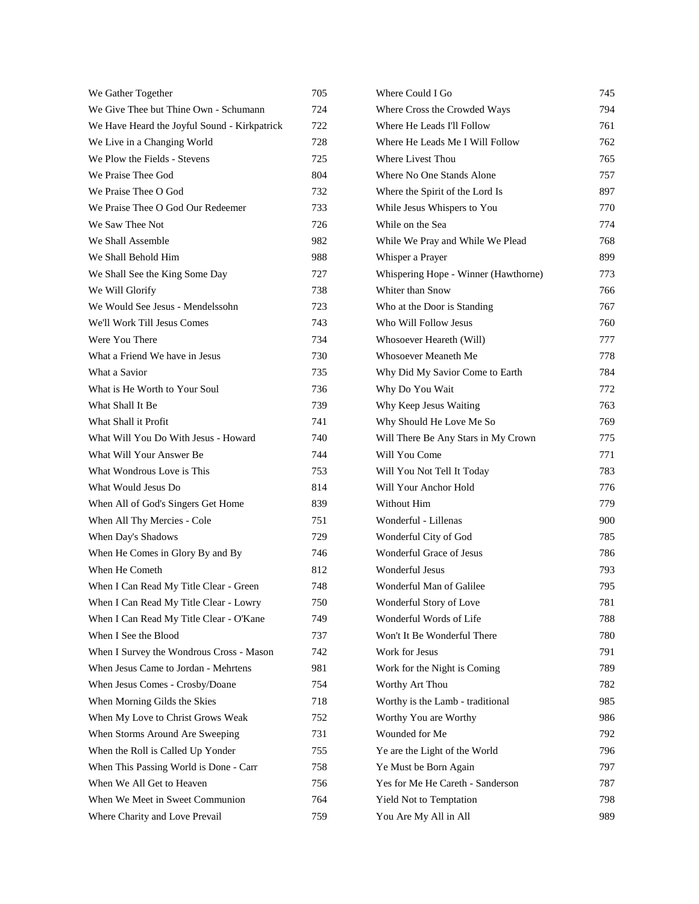| | |
|---|---|
| We Gather Together | 705 |
| We Give Thee but Thine Own - Schumann | 724 |
| We Have Heard the Joyful Sound - Kirkpatrick | 722 |
| We Live in a Changing World | 728 |
| We Plow the Fields - Stevens | 725 |
| We Praise Thee God | 804 |
| We Praise Thee O God | 732 |
| We Praise Thee O God Our Redeemer | 733 |
| We Saw Thee Not | 726 |
| We Shall Assemble | 982 |
| We Shall Behold Him | 988 |
| We Shall See the King Some Day | 727 |
| We Will Glorify | 738 |
| We Would See Jesus - Mendelssohn | 723 |
| We'll Work Till Jesus Comes | 743 |
| Were You There | 734 |
| What a Friend We have in Jesus | 730 |
| What a Savior | 735 |
| What is He Worth to Your Soul | 736 |
| What Shall It Be | 739 |
| What Shall it Profit | 741 |
| What Will You Do With Jesus - Howard | 740 |
| What Will Your Answer Be | 744 |
| What Wondrous Love is This | 753 |
| What Would Jesus Do | 814 |
| When All of God's Singers Get Home | 839 |
| When All Thy Mercies - Cole | 751 |
| When Day's Shadows | 729 |
| When He Comes in Glory By and By | 746 |
| When He Cometh | 812 |
| When I Can Read My Title Clear - Green | 748 |
| When I Can Read My Title Clear - Lowry | 750 |
| When I Can Read My Title Clear - O'Kane | 749 |
| When I See the Blood | 737 |
| When I Survey the Wondrous Cross - Mason | 742 |
| When Jesus Came to Jordan - Mehrtens | 981 |
| When Jesus Comes - Crosby/Doane | 754 |
| When Morning Gilds the Skies | 718 |
| When My Love to Christ Grows Weak | 752 |
| When Storms Around Are Sweeping | 731 |
| When the Roll is Called Up Yonder | 755 |
| When This Passing World is Done - Carr | 758 |
| When We All Get to Heaven | 756 |
| When We Meet in Sweet Communion | 764 |
| Where Charity and Love Prevail | 759 |
| Where Could I Go | 745 |
| Where Cross the Crowded Ways | 794 |
| Where He Leads I'll Follow | 761 |
| Where He Leads Me I Will Follow | 762 |
| Where Livest Thou | 765 |
| Where No One Stands Alone | 757 |
| Where the Spirit of the Lord Is | 897 |
| While Jesus Whispers to You | 770 |
| While on the Sea | 774 |
| While We Pray and While We Plead | 768 |
| Whisper a Prayer | 899 |
| Whispering Hope - Winner (Hawthorne) | 773 |
| Whiter than Snow | 766 |
| Who at the Door is Standing | 767 |
| Who Will Follow Jesus | 760 |
| Whosoever Heareth (Will) | 777 |
| Whosoever Meaneth Me | 778 |
| Why Did My Savior Come to Earth | 784 |
| Why Do You Wait | 772 |
| Why Keep Jesus Waiting | 763 |
| Why Should He Love Me So | 769 |
| Will There Be Any Stars in My Crown | 775 |
| Will You Come | 771 |
| Will You Not Tell It Today | 783 |
| Will Your Anchor Hold | 776 |
| Without Him | 779 |
| Wonderful - Lillenas | 900 |
| Wonderful City of God | 785 |
| Wonderful Grace of Jesus | 786 |
| Wonderful Jesus | 793 |
| Wonderful Man of Galilee | 795 |
| Wonderful Story of Love | 781 |
| Wonderful Words of Life | 788 |
| Won't It Be Wonderful There | 780 |
| Work for Jesus | 791 |
| Work for the Night is Coming | 789 |
| Worthy Art Thou | 782 |
| Worthy is the Lamb - traditional | 985 |
| Worthy You are Worthy | 986 |
| Wounded for Me | 792 |
| Ye are the Light of the World | 796 |
| Ye Must be Born Again | 797 |
| Yes for Me He Careth - Sanderson | 787 |
| Yield Not to Temptation | 798 |
| You Are My All in All | 989 |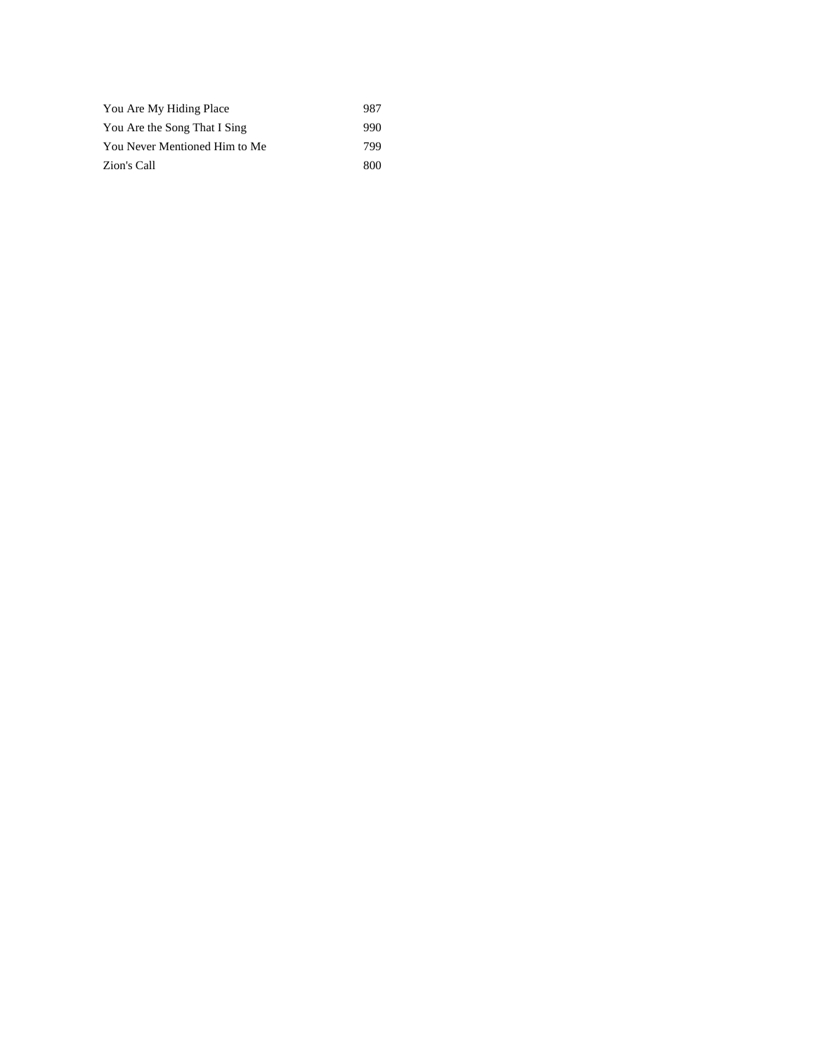| | |
|---|---|
| You Are My Hiding Place | 987 |
| You Are the Song That I Sing | 990 |
| You Never Mentioned Him to Me | 799 |
| Zion's Call | 800 |